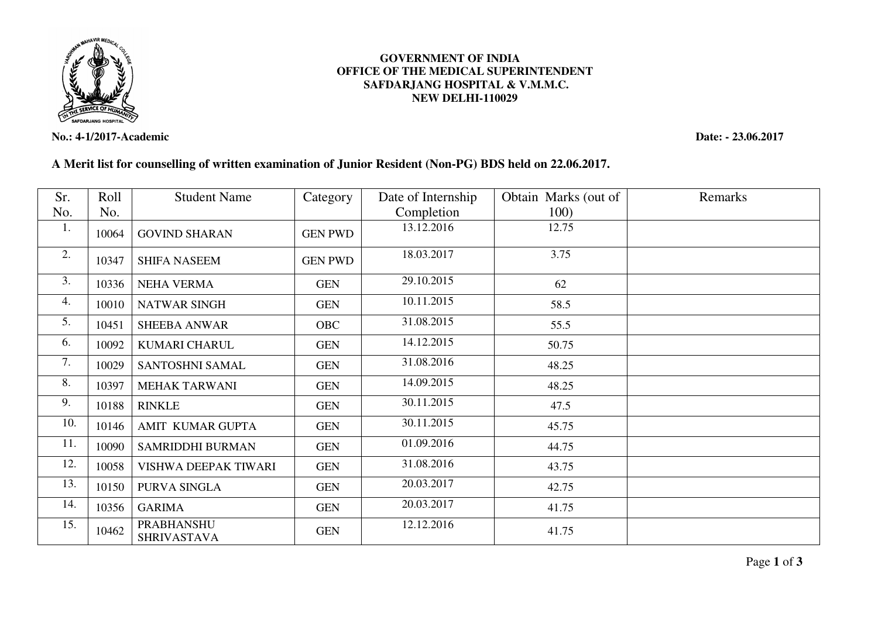**GOVERNMENT OF INDIA**
**OFFICE OF THE MEDICAL SUPERINTENDENT**
**SAFDARJANG HOSPITAL & V.M.M.C.**
**NEW DELHI-110029**

**No.: 4-1/2017-Academic** **Date: - 23.06.2017**

**A Merit list for counselling of written examination of Junior Resident (Non-PG) BDS held on 22.06.2017.**

| Sr. No. | Roll No. | Student Name | Category | Date of Internship Completion | Obtain Marks (out of 100) | Remarks |
|---|---|---|---|---|---|---|
| 1. | 10064 | GOVIND SHARAN | GEN PWD | 13.12.2016 | 12.75 | |
| 2. | 10347 | SHIFA NASEEM | GEN PWD | 18.03.2017 | 3.75 | |
| 3. | 10336 | NEHA VERMA | GEN | 29.10.2015 | 62 | |
| 4. | 10010 | NATWAR SINGH | GEN | 10.11.2015 | 58.5 | |
| 5. | 10451 | SHEEBA ANWAR | OBC | 31.08.2015 | 55.5 | |
| 6. | 10092 | KUMARI CHARUL | GEN | 14.12.2015 | 50.75 | |
| 7. | 10029 | SANTOSHNI SAMAL | GEN | 31.08.2016 | 48.25 | |
| 8. | 10397 | MEHAK TARWANI | GEN | 14.09.2015 | 48.25 | |
| 9. | 10188 | RINKLE | GEN | 30.11.2015 | 47.5 | |
| 10. | 10146 | AMIT KUMAR GUPTA | GEN | 30.11.2015 | 45.75 | |
| 11. | 10090 | SAMRIDDHI BURMAN | GEN | 01.09.2016 | 44.75 | |
| 12. | 10058 | VISHWA DEEPAK TIWARI | GEN | 31.08.2016 | 43.75 | |
| 13. | 10150 | PURVA SINGLA | GEN | 20.03.2017 | 42.75 | |
| 14. | 10356 | GARIMA | GEN | 20.03.2017 | 41.75 | |
| 15. | 10462 | PRABHANSHU SHRIVASTAVA | GEN | 12.12.2016 | 41.75 | |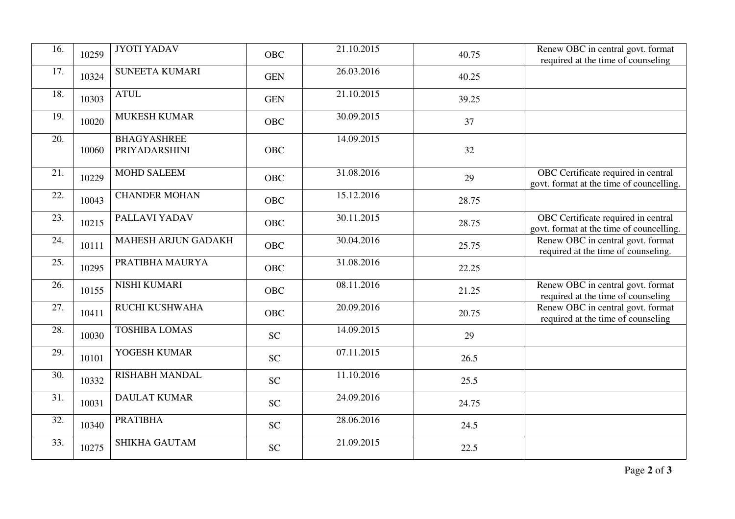| | | | | | | |
|---|---|---|---|---|---|---|
| 16. | 10259 | JYOTI YADAV | OBC | 21.10.2015 | 40.75 | Renew OBC in central govt. format required at the time of counseling |
| 17. | 10324 | SUNEETA KUMARI | GEN | 26.03.2016 | 40.25 | |
| 18. | 10303 | ATUL | GEN | 21.10.2015 | 39.25 | |
| 19. | 10020 | MUKESH KUMAR | OBC | 30.09.2015 | 37 | |
| 20. | 10060 | BHAGYASHREE PRIYADARSHINI | OBC | 14.09.2015 | 32 | |
| 21. | 10229 | MOHD SALEEM | OBC | 31.08.2016 | 29 | OBC Certificate required in central govt. format at the time of councelling. |
| 22. | 10043 | CHANDER MOHAN | OBC | 15.12.2016 | 28.75 | |
| 23. | 10215 | PALLAVI YADAV | OBC | 30.11.2015 | 28.75 | OBC Certificate required in central govt. format at the time of councelling. |
| 24. | 10111 | MAHESH ARJUN GADAKH | OBC | 30.04.2016 | 25.75 | Renew OBC in central govt. format required at the time of counseling. |
| 25. | 10295 | PRATIBHA MAURYA | OBC | 31.08.2016 | 22.25 | |
| 26. | 10155 | NISHI KUMARI | OBC | 08.11.2016 | 21.25 | Renew OBC in central govt. format required at the time of counseling |
| 27. | 10411 | RUCHI KUSHWAHA | OBC | 20.09.2016 | 20.75 | Renew OBC in central govt. format required at the time of counseling |
| 28. | 10030 | TOSHIBA LOMAS | SC | 14.09.2015 | 29 | |
| 29. | 10101 | YOGESH KUMAR | SC | 07.11.2015 | 26.5 | |
| 30. | 10332 | RISHABH MANDAL | SC | 11.10.2016 | 25.5 | |
| 31. | 10031 | DAULAT KUMAR | SC | 24.09.2016 | 24.75 | |
| 32. | 10340 | PRATIBHA | SC | 28.06.2016 | 24.5 | |
| 33. | 10275 | SHIKHA GAUTAM | SC | 21.09.2015 | 22.5 | |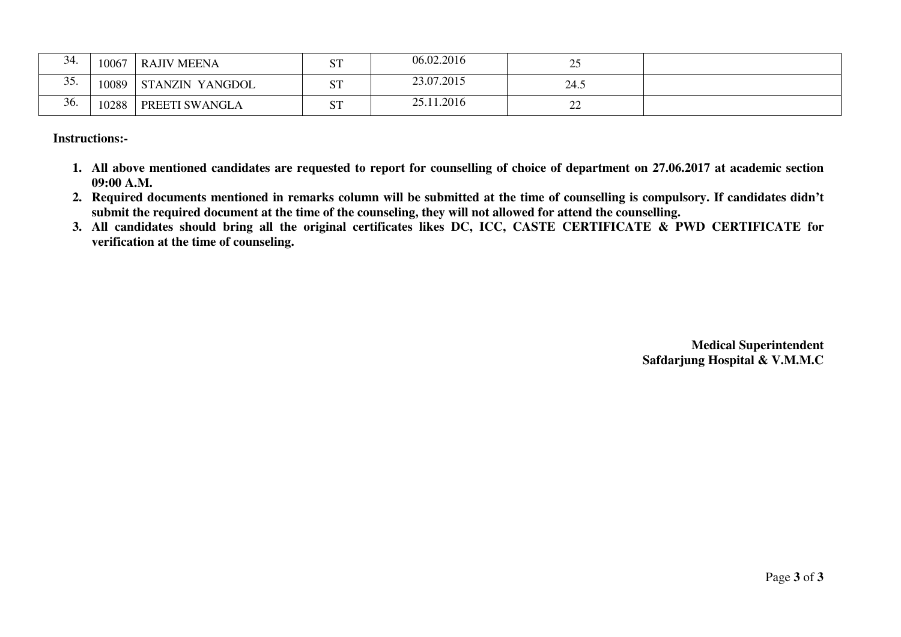| | | | | | | |
|---|---|---|---|---|---|---|
| 34. | 10067 | RAJIV MEENA | ST | 06.02.2016 | 25 | |
| 35. | 10089 | STANZIN YANGDOL | ST | 23.07.2015 | 24.5 | |
| 36. | 10288 | PREETI SWANGLA | ST | 25.11.2016 | 22 | |

**Instructions:-**

1. **All above mentioned candidates are requested to report for counselling of choice of department on 27.06.2017 at academic section 09:00 A.M.**
2. **Required documents mentioned in remarks column will be submitted at the time of counselling is compulsory. If candidates didn't submit the required document at the time of the counseling, they will not allowed for attend the counselling.**
3. **All candidates should bring all the original certificates likes DC, ICC, CASTE CERTIFICATE & PWD CERTIFICATE for verification at the time of counseling.**

**Medical Superintendent**
**Safdarjung Hospital & V.M.M.C**